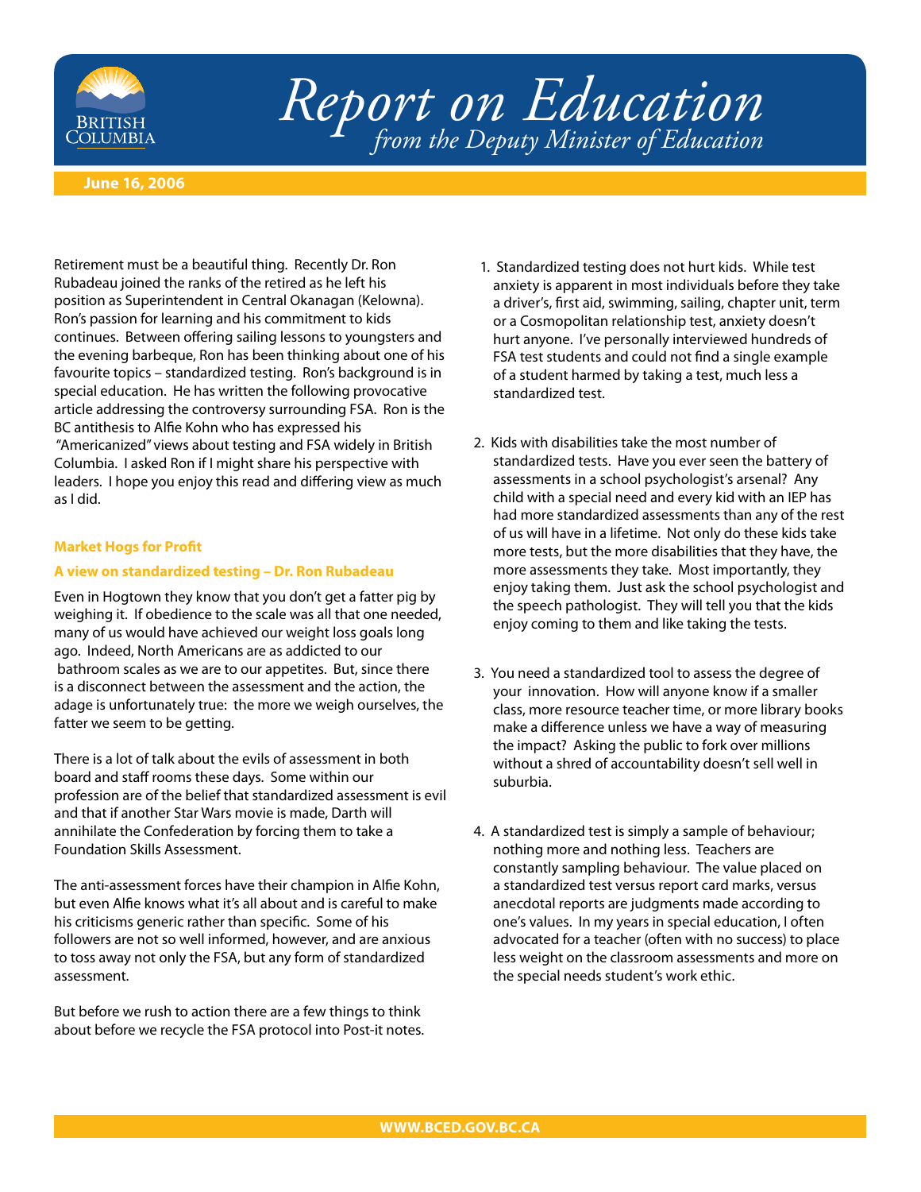# Report on Education

*from the Deputy Minister of Education*

**June 16, 2006**

Retirement must be a beautiful thing. Recently Dr. Ron Rubadeau joined the ranks of the retired as he left his position as Superintendent in Central Okanagan (Kelowna). Ron's passion for learning and his commitment to kids continues. Between offering sailing lessons to youngsters and the evening barbeque, Ron has been thinking about one of his favourite topics – standardized testing. Ron's background is in special education. He has written the following provocative article addressing the controversy surrounding FSA. Ron is the BC antithesis to Alfie Kohn who has expressed his "Americanized" views about testing and FSA widely in British Columbia. I asked Ron if I might share his perspective with leaders. I hope you enjoy this read and differing view as much as I did.

### Market Hogs for Profit

### A view on standardized testing – Dr. Ron Rubadeau

Even in Hogtown they know that you don't get a fatter pig by weighing it. If obedience to the scale was all that one needed, many of us would have achieved our weight loss goals long ago. Indeed, North Americans are as addicted to our bathroom scales as we are to our appetites. But, since there is a disconnect between the assessment and the action, the adage is unfortunately true: the more we weigh ourselves, the fatter we seem to be getting.

There is a lot of talk about the evils of assessment in both board and staff rooms these days. Some within our profession are of the belief that standardized assessment is evil and that if another Star Wars movie is made, Darth will annihilate the Confederation by forcing them to take a Foundation Skills Assessment.

The anti-assessment forces have their champion in Alfie Kohn, but even Alfie knows what it's all about and is careful to make his criticisms generic rather than specific. Some of his followers are not so well informed, however, and are anxious to toss away not only the FSA, but any form of standardized assessment.

But before we rush to action there are a few things to think about before we recycle the FSA protocol into Post-it notes.

1. Standardized testing does not hurt kids. While test anxiety is apparent in most individuals before they take a driver's, first aid, swimming, sailing, chapter unit, term or a Cosmopolitan relationship test, anxiety doesn't hurt anyone. I've personally interviewed hundreds of FSA test students and could not find a single example of a student harmed by taking a test, much less a standardized test.

2. Kids with disabilities take the most number of standardized tests. Have you ever seen the battery of assessments in a school psychologist's arsenal? Any child with a special need and every kid with an IEP has had more standardized assessments than any of the rest of us will have in a lifetime. Not only do these kids take more tests, but the more disabilities that they have, the more assessments they take. Most importantly, they enjoy taking them. Just ask the school psychologist and the speech pathologist. They will tell you that the kids enjoy coming to them and like taking the tests.

3. You need a standardized tool to assess the degree of your innovation. How will anyone know if a smaller class, more resource teacher time, or more library books make a difference unless we have a way of measuring the impact? Asking the public to fork over millions without a shred of accountability doesn't sell well in suburbia.

4. A standardized test is simply a sample of behaviour; nothing more and nothing less. Teachers are constantly sampling behaviour. The value placed on a standardized test versus report card marks, versus anecdotal reports are judgments made according to one's values. In my years in special education, I often advocated for a teacher (often with no success) to place less weight on the classroom assessments and more on the special needs student's work ethic.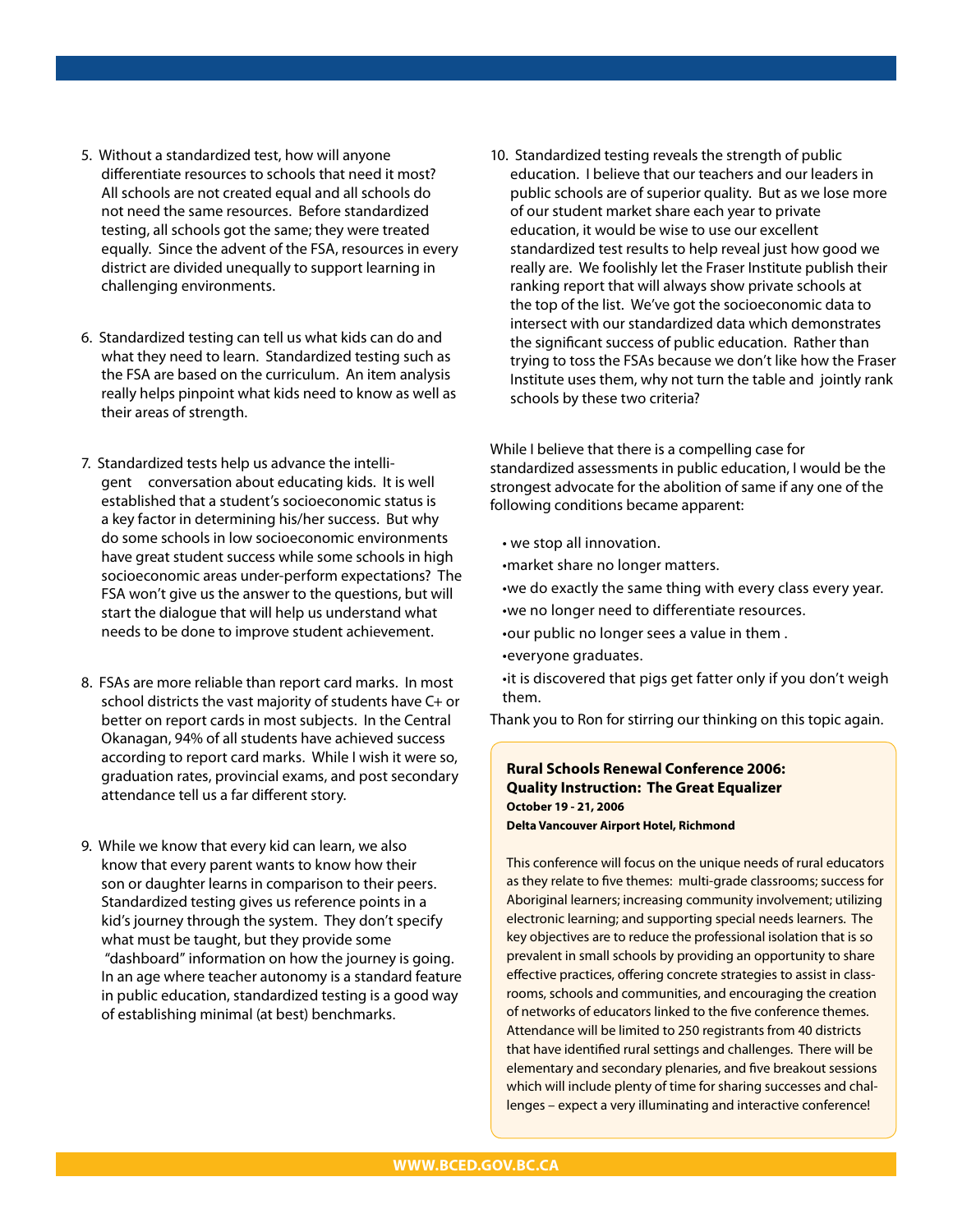5. Without a standardized test, how will anyone differentiate resources to schools that need it most? All schools are not created equal and all schools do not need the same resources. Before standardized testing, all schools got the same; they were treated equally. Since the advent of the FSA, resources in every district are divided unequally to support learning in challenging environments.

6. Standardized testing can tell us what kids can do and what they need to learn. Standardized testing such as the FSA are based on the curriculum. An item analysis really helps pinpoint what kids need to know as well as their areas of strength.

7. Standardized tests help us advance the intelligent conversation about educating kids. It is well established that a student's socioeconomic status is a key factor in determining his/her success. But why do some schools in low socioeconomic environments have great student success while some schools in high socioeconomic areas under-perform expectations? The FSA won't give us the answer to the questions, but will start the dialogue that will help us understand what needs to be done to improve student achievement.

8. FSAs are more reliable than report card marks. In most school districts the vast majority of students have C+ or better on report cards in most subjects. In the Central Okanagan, 94% of all students have achieved success according to report card marks. While I wish it were so, graduation rates, provincial exams, and post secondary attendance tell us a far different story.

9. While we know that every kid can learn, we also know that every parent wants to know how their son or daughter learns in comparison to their peers. Standardized testing gives us reference points in a kid's journey through the system. They don't specify what must be taught, but they provide some "dashboard" information on how the journey is going. In an age where teacher autonomy is a standard feature in public education, standardized testing is a good way of establishing minimal (at best) benchmarks.

10. Standardized testing reveals the strength of public education. I believe that our teachers and our leaders in public schools are of superior quality. But as we lose more of our student market share each year to private education, it would be wise to use our excellent standardized test results to help reveal just how good we really are. We foolishly let the Fraser Institute publish their ranking report that will always show private schools at the top of the list. We've got the socioeconomic data to intersect with our standardized data which demonstrates the significant success of public education. Rather than trying to toss the FSAs because we don't like how the Fraser Institute uses them, why not turn the table and jointly rank schools by these two criteria?

While I believe that there is a compelling case for standardized assessments in public education, I would be the strongest advocate for the abolition of same if any one of the following conditions became apparent:

- we stop all innovation.
- market share no longer matters.
- we do exactly the same thing with every class every year.
- we no longer need to differentiate resources.
- our public no longer sees a value in them .
- everyone graduates.
- it is discovered that pigs get fatter only if you don't weigh them.

Thank you to Ron for stirring our thinking on this topic again.

**Rural Schools Renewal Conference 2006:**
**Quality Instruction: The Great Equalizer**
**October 19 - 21, 2006**
**Delta Vancouver Airport Hotel, Richmond**

This conference will focus on the unique needs of rural educators as they relate to five themes: multi-grade classrooms; success for Aboriginal learners; increasing community involvement; utilizing electronic learning; and supporting special needs learners. The key objectives are to reduce the professional isolation that is so prevalent in small schools by providing an opportunity to share effective practices, offering concrete strategies to assist in classrooms, schools and communities, and encouraging the creation of networks of educators linked to the five conference themes. Attendance will be limited to 250 registrants from 40 districts that have identified rural settings and challenges. There will be elementary and secondary plenaries, and five breakout sessions which will include plenty of time for sharing successes and challenges – expect a very illuminating and interactive conference!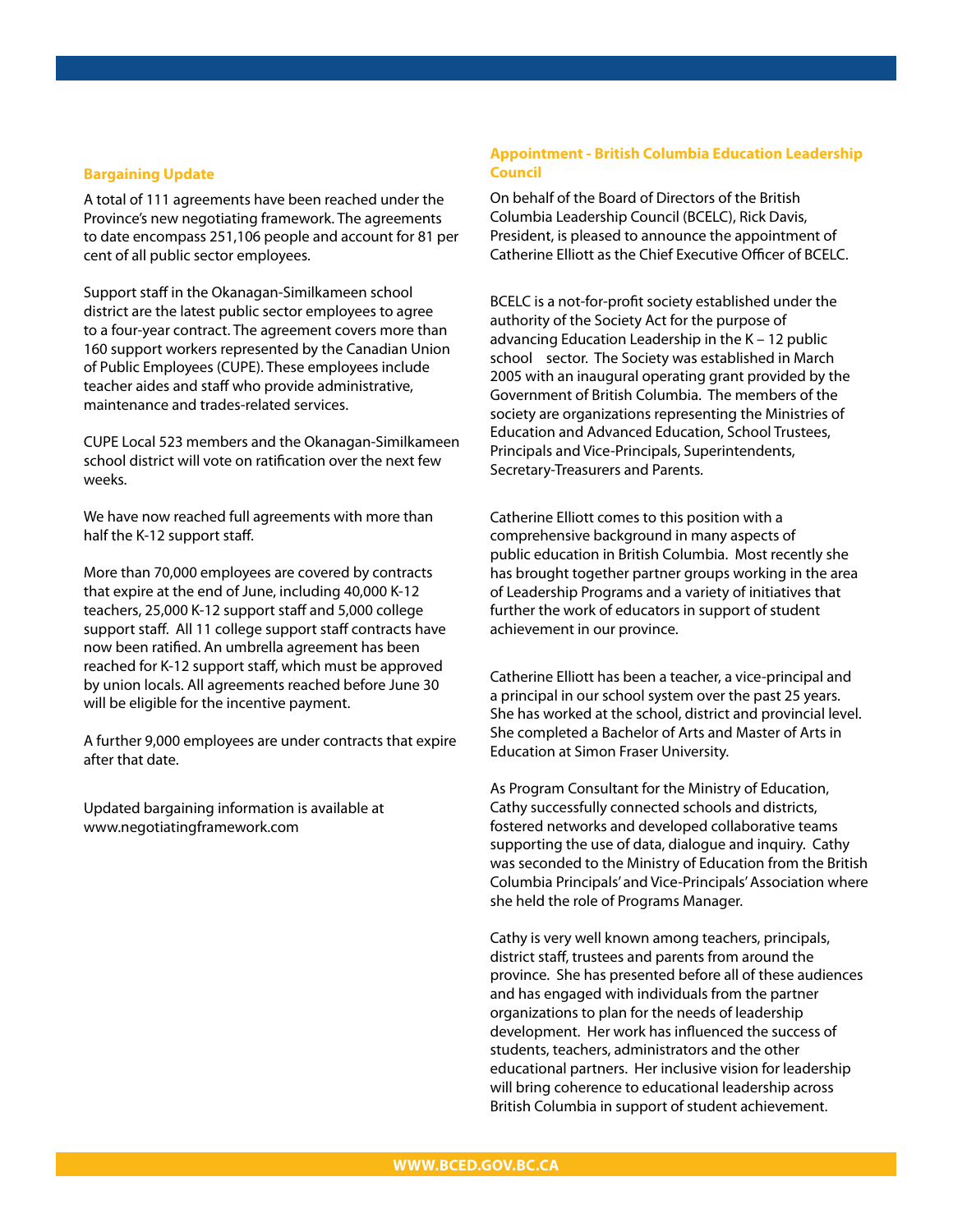## Bargaining Update

A total of 111 agreements have been reached under the Province's new negotiating framework. The agreements to date encompass 251,106 people and account for 81 per cent of all public sector employees.

Support staff in the Okanagan-Similkameen school district are the latest public sector employees to agree to a four-year contract. The agreement covers more than 160 support workers represented by the Canadian Union of Public Employees (CUPE). These employees include teacher aides and staff who provide administrative, maintenance and trades-related services.

CUPE Local 523 members and the Okanagan-Similkameen school district will vote on ratification over the next few weeks.

We have now reached full agreements with more than half the K-12 support staff.

More than 70,000 employees are covered by contracts that expire at the end of June, including 40,000 K-12 teachers, 25,000 K-12 support staff and 5,000 college support staff. All 11 college support staff contracts have now been ratified. An umbrella agreement has been reached for K-12 support staff, which must be approved by union locals. All agreements reached before June 30 will be eligible for the incentive payment.

A further 9,000 employees are under contracts that expire after that date.

Updated bargaining information is available at www.negotiatingframework.com

## Appointment - British Columbia Education Leadership Council

On behalf of the Board of Directors of the British Columbia Leadership Council (BCELC), Rick Davis, President, is pleased to announce the appointment of Catherine Elliott as the Chief Executive Officer of BCELC.

BCELC is a not-for-profit society established under the authority of the Society Act for the purpose of advancing Education Leadership in the K – 12 public school sector. The Society was established in March 2005 with an inaugural operating grant provided by the Government of British Columbia. The members of the society are organizations representing the Ministries of Education and Advanced Education, School Trustees, Principals and Vice-Principals, Superintendents, Secretary-Treasurers and Parents.

Catherine Elliott comes to this position with a comprehensive background in many aspects of public education in British Columbia. Most recently she has brought together partner groups working in the area of Leadership Programs and a variety of initiatives that further the work of educators in support of student achievement in our province.

Catherine Elliott has been a teacher, a vice-principal and a principal in our school system over the past 25 years. She has worked at the school, district and provincial level. She completed a Bachelor of Arts and Master of Arts in Education at Simon Fraser University.

As Program Consultant for the Ministry of Education, Cathy successfully connected schools and districts, fostered networks and developed collaborative teams supporting the use of data, dialogue and inquiry. Cathy was seconded to the Ministry of Education from the British Columbia Principals' and Vice-Principals' Association where she held the role of Programs Manager.

Cathy is very well known among teachers, principals, district staff, trustees and parents from around the province. She has presented before all of these audiences and has engaged with individuals from the partner organizations to plan for the needs of leadership development. Her work has influenced the success of students, teachers, administrators and the other educational partners. Her inclusive vision for leadership will bring coherence to educational leadership across British Columbia in support of student achievement.